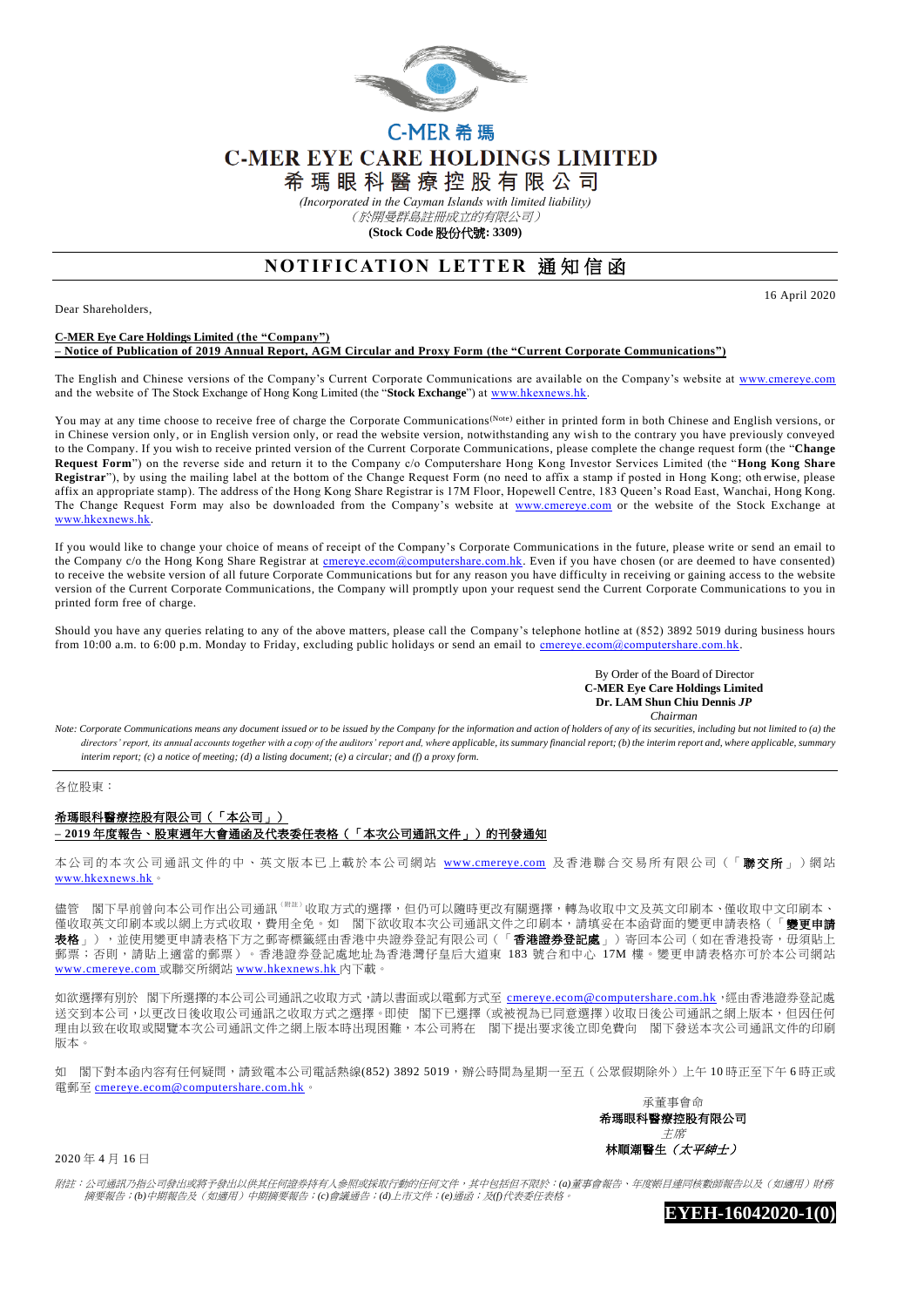C-MER 希瑪

# C-MER EYE CARE HOLDINGS LIMITED
# 希瑪眼科醫療控股有限公司

*(Incorporated in the Cayman Islands with limited liability)*
*(於開曼群島註冊成立的有限公司)*
**(Stock Code 股份代號: 3309)**

## NOTIFICATION LETTER 通知信函

16 April 2020

Dear Shareholders,

**C-MER Eye Care Holdings Limited (the "Company")**
**– Notice of Publication of 2019 Annual Report, AGM Circular and Proxy Form (the "Current Corporate Communications")**

The English and Chinese versions of the Company's Current Corporate Communications are available on the Company's website at www.cmereye.com and the website of The Stock Exchange of Hong Kong Limited (the "**Stock Exchange**") at www.hkexnews.hk.

You may at any time choose to receive free of charge the Corporate Communications(Note) either in printed form in both Chinese and English versions, or in Chinese version only, or in English version only, or read the website version, notwithstanding any wish to the contrary you have previously conveyed to the Company. If you wish to receive printed version of the Current Corporate Communications, please complete the change request form (the "**Change Request Form**") on the reverse side and return it to the Company c/o Computershare Hong Kong Investor Services Limited (the "**Hong Kong Share Registrar**"), by using the mailing label at the bottom of the Change Request Form (no need to affix a stamp if posted in Hong Kong; otherwise, please affix an appropriate stamp). The address of the Hong Kong Share Registrar is 17M Floor, Hopewell Centre, 183 Queen's Road East, Wanchai, Hong Kong. The Change Request Form may also be downloaded from the Company's website at www.cmereye.com or the website of the Stock Exchange at www.hkexnews.hk.

If you would like to change your choice of means of receipt of the Company's Corporate Communications in the future, please write or send an email to the Company c/o the Hong Kong Share Registrar at cmereye.ecom@computershare.com.hk. Even if you have chosen (or are deemed to have consented) to receive the website version of all future Corporate Communications but for any reason you have difficulty in receiving or gaining access to the website version of the Current Corporate Communications, the Company will promptly upon your request send the Current Corporate Communications to you in printed form free of charge.

Should you have any queries relating to any of the above matters, please call the Company's telephone hotline at (852) 3892 5019 during business hours from 10:00 a.m. to 6:00 p.m. Monday to Friday, excluding public holidays or send an email to cmereye.ecom@computershare.com.hk.

By Order of the Board of Director
**C-MER Eye Care Holdings Limited**
**Dr. LAM Shun Chiu Dennis *JP***
*Chairman*

*Note: Corporate Communications means any document issued or to be issued by the Company for the information and action of holders of any of its securities, including but not limited to (a) the directors' report, its annual accounts together with a copy of the auditors' report and, where applicable, its summary financial report; (b) the interim report and, where applicable, summary interim report; (c) a notice of meeting; (d) a listing document; (e) a circular; and (f) a proxy form.*

---

各位股東：

**希瑪眼科醫療控股有限公司（「本公司」）**
**– 2019 年度報告、股東週年大會通函及代表委任表格（「本次公司通訊文件」）的刊發通知**

本公司的本次公司通訊文件的中、英文版本已上載於本公司網站 www.cmereye.com 及香港聯合交易所有限公司（「**聯交所**」）網站 www.hkexnews.hk。

儘管　閣下早前曾向本公司作出公司通訊(附註)收取方式的選擇，但仍可以隨時更改有關選擇，轉為收取中文及英文印刷本、僅收取中文印刷本、僅收取英文印刷本或以網上方式收取，費用全免。如　閣下欲收取本次公司通訊文件之印刷本，請填妥在本函背面的變更申請表格（「**變更申請表格**」），並使用變更申請表格下方之郵寄標籤經由香港中央證券登記有限公司（「**香港證券登記處**」）寄回本公司（如在香港投寄，毋須貼上郵票；否則，請貼上適當的郵票）。香港證券登記處地址為香港灣仔皇后大道東 183 號合和中心 17M 樓。變更申請表格亦可於本公司網站 www.cmereye.com 或聯交所網站 www.hkexnews.hk 內下載。

如欲選擇有別於　閣下所選擇的本公司公司通訊之收取方式，請以書面或以電郵方式至 cmereye.ecom@computershare.com.hk，經由香港證券登記處送交到本公司，以更改日後收取公司通訊之收取方式之選擇。即使　閣下已選擇（或被視為已同意選擇）收取日後公司通訊之網上版本，但因任何理由以致在收取或閱覽本次公司通訊文件之網上版本時出現困難，本公司將在　閣下提出要求後立即免費向　閣下發送本次公司通訊文件的印刷版本。

如　閣下對本函內容有任何疑問，請致電本公司電話熱線(852) 3892 5019，辦公時間為星期一至五（公眾假期除外）上午 10 時正至下午 6 時正或電郵至 cmereye.ecom@computershare.com.hk。

承董事會命
**希瑪眼科醫療控股有限公司**
*主席*
**林順潮醫生（*太平紳士*）**

2020 年 4 月 16 日

*附註：公司通訊乃指公司發出或將予發出以供其任何證券持有人參照或採取行動的任何文件，其中包括但不限於：(a)董事會報告、年度帳目連同核數師報告以及（如適用）財務摘要報告；(b)中期報告及（如適用）中期摘要報告；(c)會議通告；(d)上市文件；(e)通函；及(f)代表委任表格。*

**EYEH-16042020-1(0)**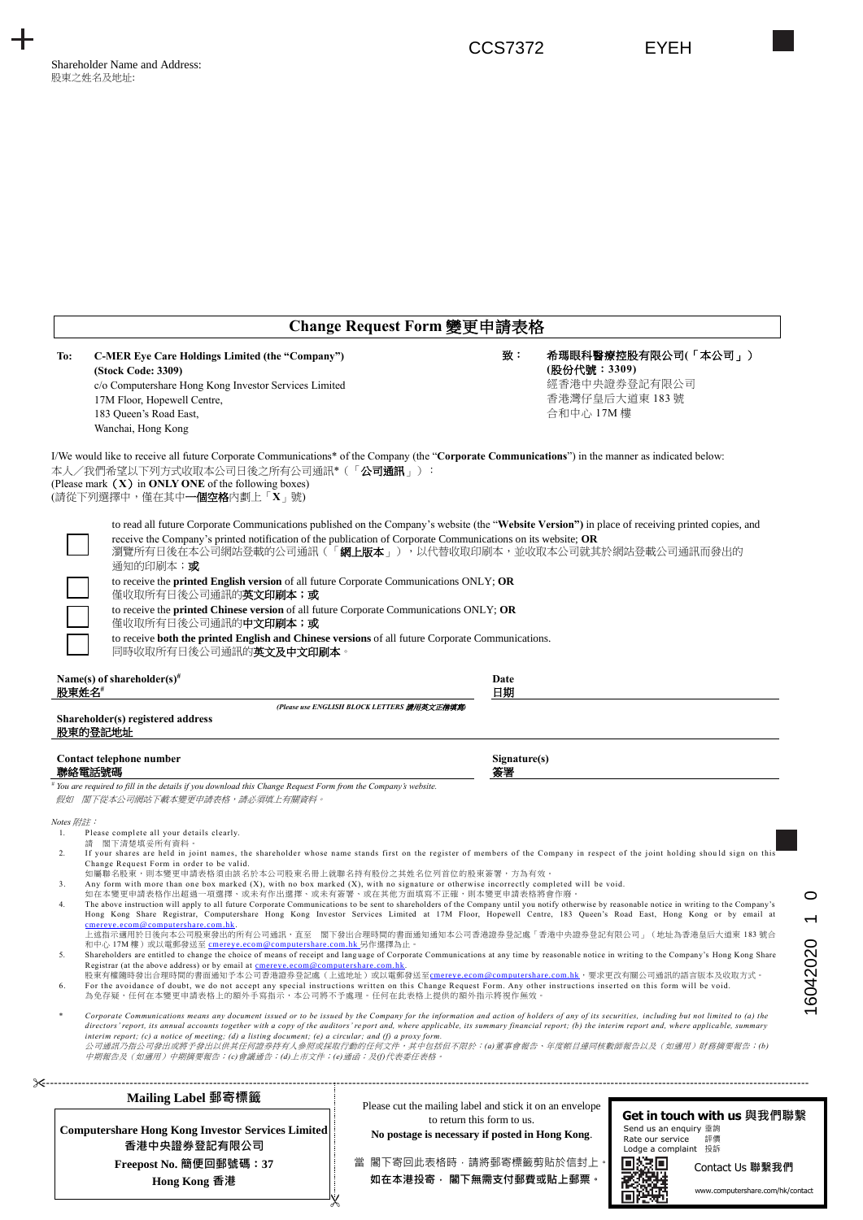CCS7372 EYEH

Shareholder Name and Address:
股東之姓名及地址:

## Change Request Form 變更申請表格

To: **C-MER Eye Care Holdings Limited (the "Company")**
**(Stock Code: 3309)**
c/o Computershare Hong Kong Investor Services Limited
17M Floor, Hopewell Centre,
183 Queen's Road East,
Wanchai, Hong Kong

致： **希瑪眼科醫療控股有限公司(「本公司」)**
**(股份代號：3309)**
經香港中央證券登記有限公司
香港灣仔皇后大道東 183 號
合和中心 17M 樓

I/We would like to receive all future Corporate Communications* of the Company (the "**Corporate Communications**") in the manner as indicated below:
本人／我們希望以下列方式收取本公司日後之所有公司通訊*（「**公司通訊**」）：
(Please mark（**X**）in **ONLY ONE** of the following boxes)
(請從下列選擇中，僅在其中**一個空格**內劃上「**X**」號)

☐ to read all future Corporate Communications published on the Company's website (the "**Website Version")** in place of receiving printed copies, and receive the Company's printed notification of the publication of Corporate Communications on its website; **OR**
瀏覽所有日後在本公司網站登載的公司通訊（「**網上版本**」），以代替收取印刷本，並收取本公司就其於網站登載公司通訊而發出的通知的印刷本；**或**

☐ to receive the **printed English version** of all future Corporate Communications ONLY; **OR**
僅收取所有日後公司通訊的**英文印刷本；或**

☐ to receive the **printed Chinese version** of all future Corporate Communications ONLY; **OR**
僅收取所有日後公司通訊的**中文印刷本；或**

☐ to receive **both the printed English and Chinese versions** of all future Corporate Communications.
同時收取所有日後公司通訊的**英文及中文印刷本**。

| | |
|---|---|
| **Name(s) of shareholder(s)#** 股東姓名# *(Please use ENGLISH BLOCK LETTERS 請用英文正楷填寫)* | **Date** 日期 |
| **Shareholder(s) registered address** 股東的登記地址 | |
| **Contact telephone number** 聯絡電話號碼 | **Signature(s)** 簽署 |

*# You are required to fill in the details if you download this Change Request Form from the Company's website.*
*假如 閣下從本公司網站下載本變更申請表格，請必須填上有關資料。*

*Notes 附註：*

1. Please complete all your details clearly.
   請 閣下清楚填妥所有資料。
2. If your shares are held in joint names, the shareholder whose name stands first on the register of members of the Company in respect of the joint holding should sign on this Change Request Form in order to be valid.
   如屬聯名股東，則本變更申請表格須由該名於本公司股東名冊上就聯名持有股份之其姓名位列首位的股東簽署，方為有效。
3. Any form with more than one box marked (X), with no box marked (X), with no signature or otherwise incorrectly completed will be void.
   如在本變更申請表格作出超過一項選擇、或未有作出選擇、或未有簽署、或在其他方面填寫不正確，則本變更申請表格將會作廢。
4. The above instruction will apply to all future Corporate Communications to be sent to shareholders of the Company until you notify otherwise by reasonable notice in writing to the Company's Hong Kong Share Registrar, Computershare Hong Kong Investor Services Limited at 17M Floor, Hopewell Centre, 183 Queen's Road East, Hong Kong or by email at cmereye.ecom@computershare.com.hk.
   上述指示適用於日後向本公司股東發出的所有公司通訊，直至 閣下發出合理時間的書面通知通知本公司香港證券登記處「香港中央證券登記有限公司」（地址為香港皇后大道東 183 號合和中心 17M 樓）或以電郵發送至 cmereye.ecom@computershare.com.hk 另作選擇為止。
5. Shareholders are entitled to change the choice of means of receipt and language of Corporate Communications at any time by reasonable notice in writing to the Company's Hong Kong Share Registrar (at the above address) or by email at cmereye.ecom@computershare.com.hk.
   股東有權隨時發出合理時間的書面通知予本公司香港證券登記處（上述地址）或以電郵發送至cmereye.ecom@computershare.com.hk，要求更改有關公司通訊的語言版本及收取方式。
6. For the avoidance of doubt, we do not accept any special instructions written on this Change Request Form. Any other instructions inserted on this form will be void.
   為免存疑，任何在本變更申請表格上的額外手寫指示，本公司將不予處理。任何在此表格上提供的額外指示將視作無效。

\* *Corporate Communications means any document issued or to be issued by the Company for the information and action of holders of any of its securities, including but not limited to (a) the directors' report, its annual accounts together with a copy of the auditors' report and, where applicable, its summary financial report; (b) the interim report and, where applicable, summary interim report; (c) a notice of meeting; (d) a listing document; (e) a circular; and (f) a proxy form.*
*公司通訊乃指公司發出或將予發出以供其任何證券持有人參照或採取行動的任何文件，其中包括但不限於：(a)董事會報告、年度帳目連同核數師報告以及（如適用）財務摘要報告；(b)中期報告及（如適用）中期摘要報告；(c)會議通告；(d)上市文件；(e)通函；及(f)代表委任表格。*

---

**Mailing Label 郵寄標籤**

**Computershare Hong Kong Investor Services Limited**
**香港中央證券登記有限公司**
**Freepost No. 簡便回郵號碼：37**
**Hong Kong 香港**

Please cut the mailing label and stick it on an envelope to return this form to us.
**No postage is necessary if posted in Hong Kong.**

當 閣下寄回此表格時，請將郵寄標籤剪貼於信封上。
**如在本港投寄， 閣下無需支付郵費或貼上郵票。**

**Get in touch with us 與我們聯繫**
Send us an enquiry 查詢
Rate our service 評價
Lodge a complaint 投訴
Contact Us 聯繫我們
www.computershare.com/hk/contact

16042020 1 0